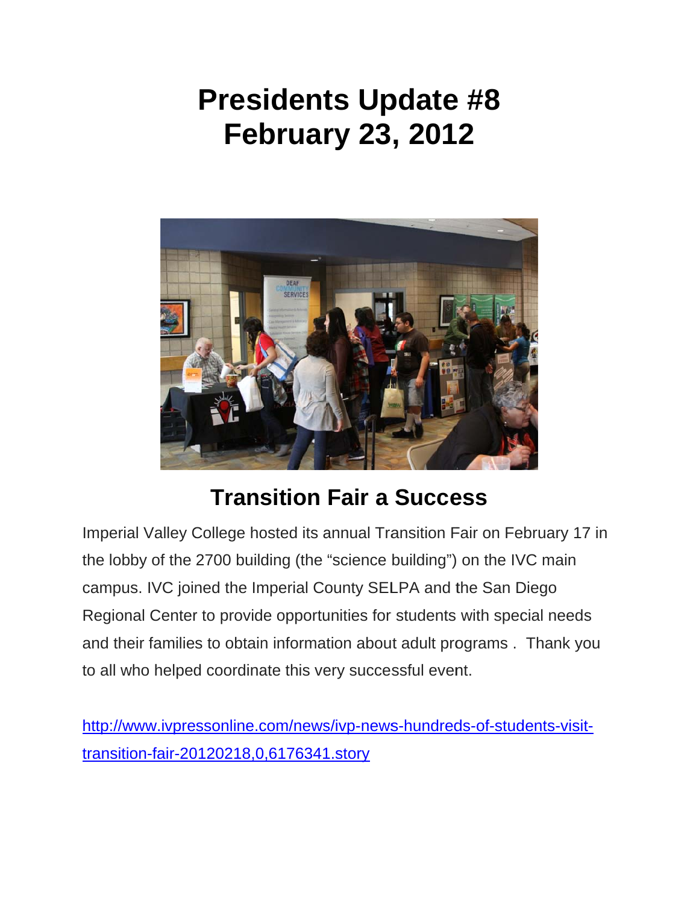# Presidents Update #8
# February 23, 2012

## Transition Fair a Success

Imperial Valley College hosted its annual Transition Fair on February 17 in the lobby of the 2700 building (the "science building") on the IVC main campus. IVC joined the Imperial County SELPA and the San Diego Regional Center to provide opportunities for students with special needs and their families to obtain information about adult programs . Thank you to all who helped coordinate this very successful event.

http://www.ivpressonline.com/news/ivp-news-hundreds-of-students-visit-transition-fair-20120218,0,6176341.story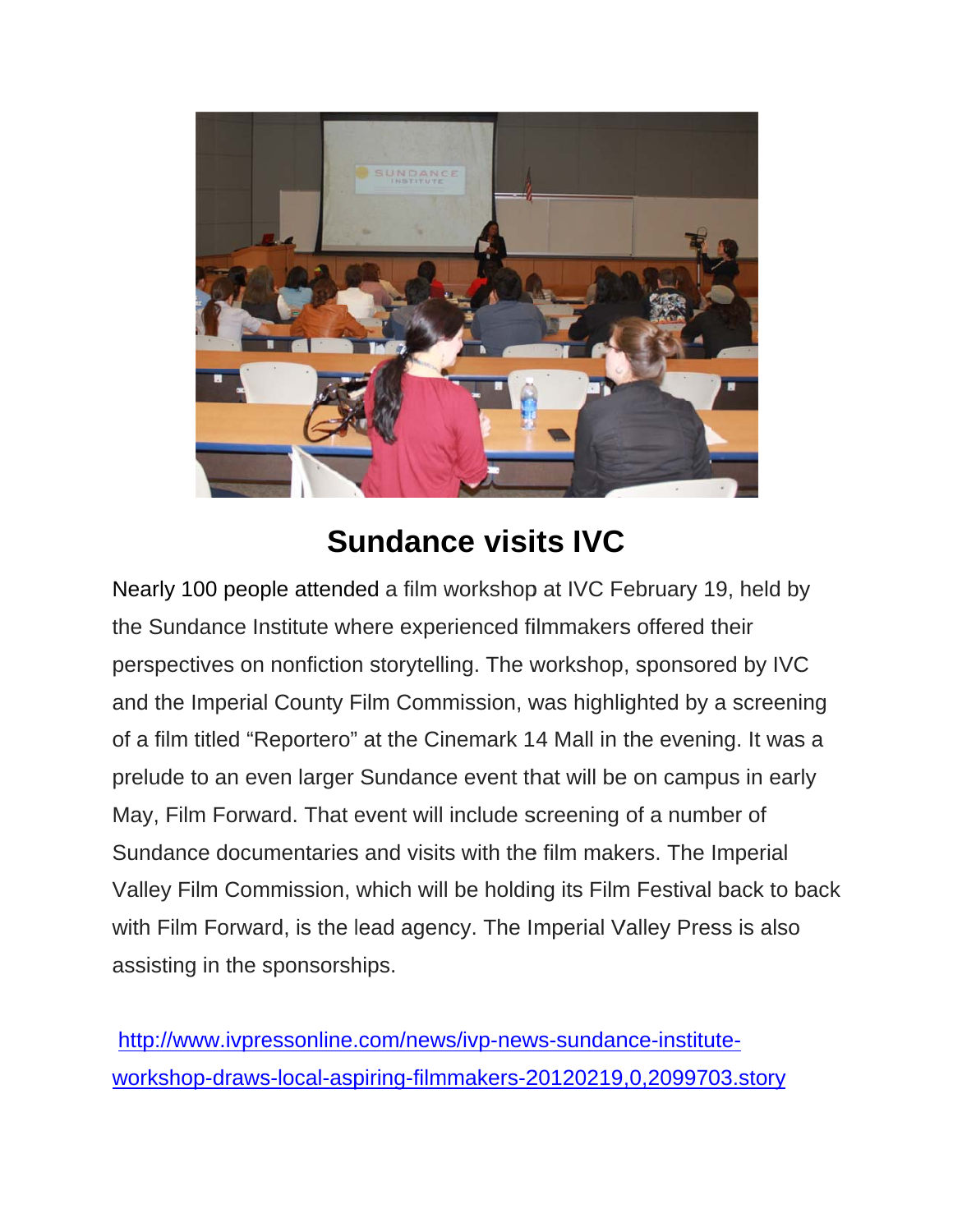## Sundance visits IVC

Nearly 100 people attended a film workshop at IVC February 19, held by the Sundance Institute where experienced filmmakers offered their perspectives on nonfiction storytelling. The workshop, sponsored by IVC and the Imperial County Film Commission, was highlighted by a screening of a film titled "Reportero" at the Cinemark 14 Mall in the evening. It was a prelude to an even larger Sundance event that will be on campus in early May, Film Forward. That event will include screening of a number of Sundance documentaries and visits with the film makers. The Imperial Valley Film Commission, which will be holding its Film Festival back to back with Film Forward, is the lead agency. The Imperial Valley Press is also assisting in the sponsorships.

http://www.ivpressonline.com/news/ivp-news-sundance-institute-workshop-draws-local-aspiring-filmmakers-20120219,0,2099703.story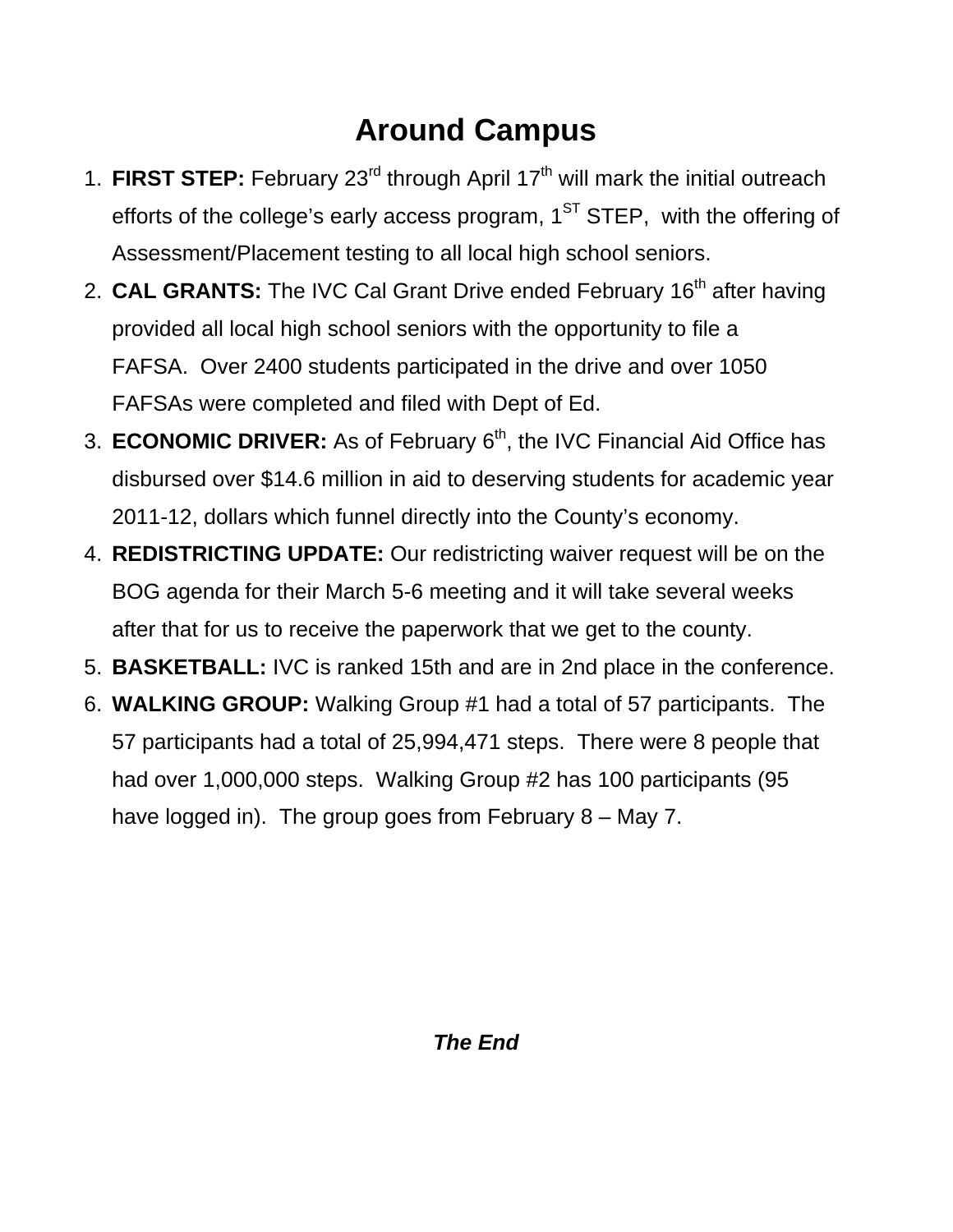# Around Campus

1. **FIRST STEP:** February 23rd through April 17th will mark the initial outreach efforts of the college's early access program, 1ST STEP, with the offering of Assessment/Placement testing to all local high school seniors.
2. **CAL GRANTS:** The IVC Cal Grant Drive ended February 16th after having provided all local high school seniors with the opportunity to file a FAFSA. Over 2400 students participated in the drive and over 1050 FAFSAs were completed and filed with Dept of Ed.
3. **ECONOMIC DRIVER:** As of February 6th, the IVC Financial Aid Office has disbursed over $14.6 million in aid to deserving students for academic year 2011-12, dollars which funnel directly into the County's economy.
4. **REDISTRICTING UPDATE:** Our redistricting waiver request will be on the BOG agenda for their March 5-6 meeting and it will take several weeks after that for us to receive the paperwork that we get to the county.
5. **BASKETBALL:** IVC is ranked 15th and are in 2nd place in the conference.
6. **WALKING GROUP:** Walking Group #1 had a total of 57 participants. The 57 participants had a total of 25,994,471 steps. There were 8 people that had over 1,000,000 steps. Walking Group #2 has 100 participants (95 have logged in). The group goes from February 8 – May 7.

***The End***